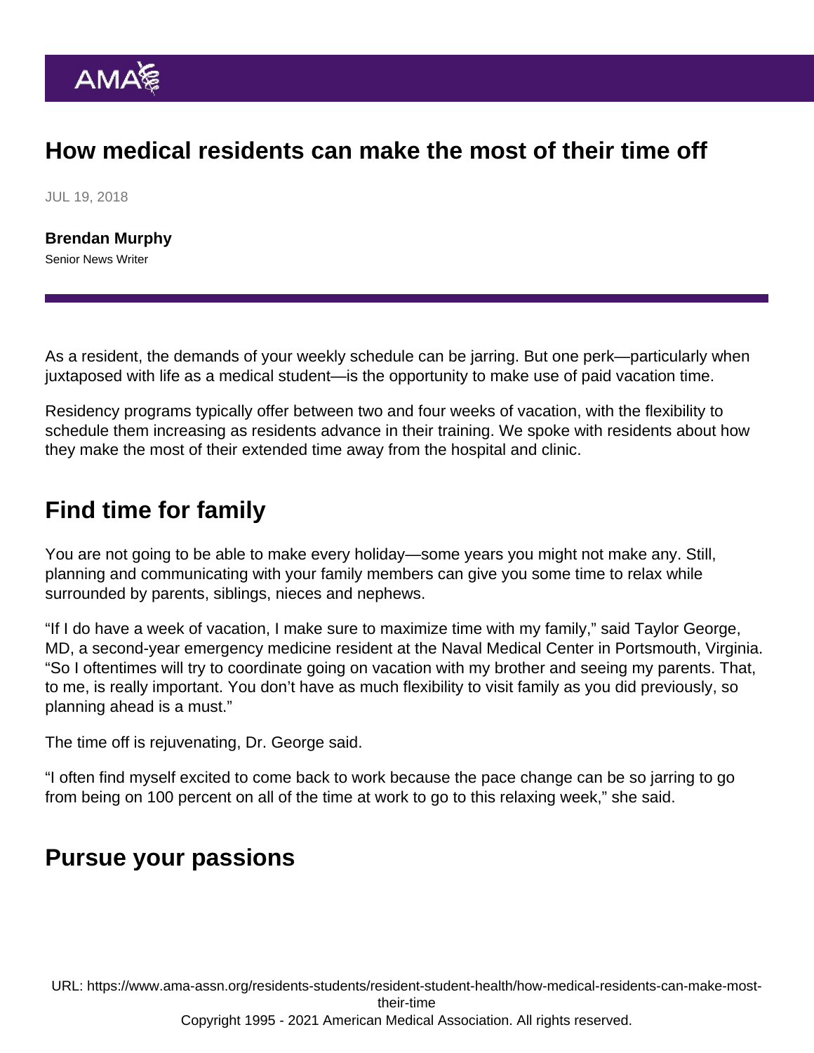# How medical residents can make the most of their time off

JUL 19, 2018

**Brendan Murphy**
Senior News Writer

As a resident, the demands of your weekly schedule can be jarring. But one perk—particularly when juxtaposed with life as a medical student—is the opportunity to make use of paid vacation time.

Residency programs typically offer between two and four weeks of vacation, with the flexibility to schedule them increasing as residents advance in their training. We spoke with residents about how they make the most of their extended time away from the hospital and clinic.

## Find time for family

You are not going to be able to make every holiday—some years you might not make any. Still, planning and communicating with your family members can give you some time to relax while surrounded by parents, siblings, nieces and nephews.

"If I do have a week of vacation, I make sure to maximize time with my family," said Taylor George, MD, a second-year emergency medicine resident at the Naval Medical Center in Portsmouth, Virginia. "So I oftentimes will try to coordinate going on vacation with my brother and seeing my parents. That, to me, is really important. You don't have as much flexibility to visit family as you did previously, so planning ahead is a must."

The time off is rejuvenating, Dr. George said.

"I often find myself excited to come back to work because the pace change can be so jarring to go from being on 100 percent on all of the time at work to go to this relaxing week," she said.

## Pursue your passions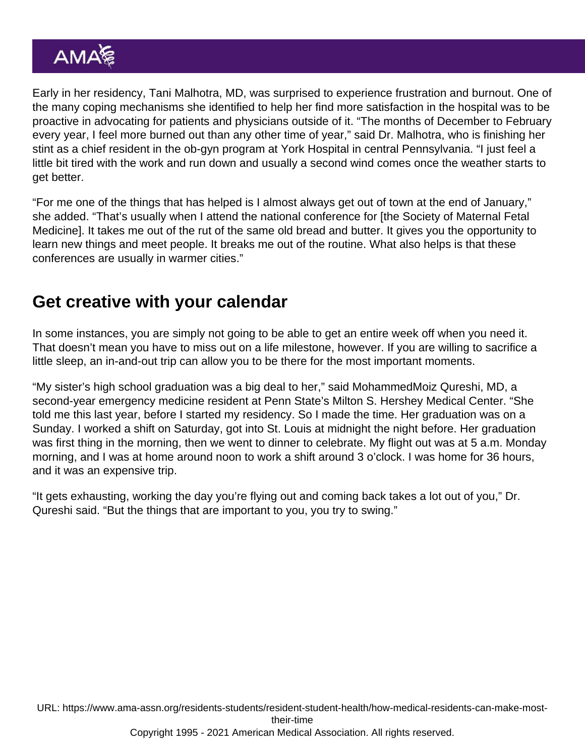Early in her residency, Tani Malhotra, MD, was surprised to experience frustration and burnout. One of the many coping mechanisms she identified to help her find more satisfaction in the hospital was to be proactive in advocating for patients and physicians outside of it. “The months of December to February every year, I feel more burned out than any other time of year,” said Dr. Malhotra, who is finishing her stint as a chief resident in the ob-gyn program at York Hospital in central Pennsylvania. “I just feel a little bit tired with the work and run down and usually a second wind comes once the weather starts to get better.

“For me one of the things that has helped is I almost always get out of town at the end of January,” she added. “That’s usually when I attend the national conference for [the Society of Maternal Fetal Medicine]. It takes me out of the rut of the same old bread and butter. It gives you the opportunity to learn new things and meet people. It breaks me out of the routine. What also helps is that these conferences are usually in warmer cities.”

## Get creative with your calendar

In some instances, you are simply not going to be able to get an entire week off when you need it. That doesn’t mean you have to miss out on a life milestone, however. If you are willing to sacrifice a little sleep, an in-and-out trip can allow you to be there for the most important moments.

“My sister’s high school graduation was a big deal to her,” said MohammedMoiz Qureshi, MD, a second-year emergency medicine resident at Penn State’s Milton S. Hershey Medical Center. “She told me this last year, before I started my residency. So I made the time. Her graduation was on a Sunday. I worked a shift on Saturday, got into St. Louis at midnight the night before. Her graduation was first thing in the morning, then we went to dinner to celebrate. My flight out was at 5 a.m. Monday morning, and I was at home around noon to work a shift around 3 o’clock. I was home for 36 hours, and it was an expensive trip.

“It gets exhausting, working the day you’re flying out and coming back takes a lot out of you,” Dr. Qureshi said. “But the things that are important to you, you try to swing.”